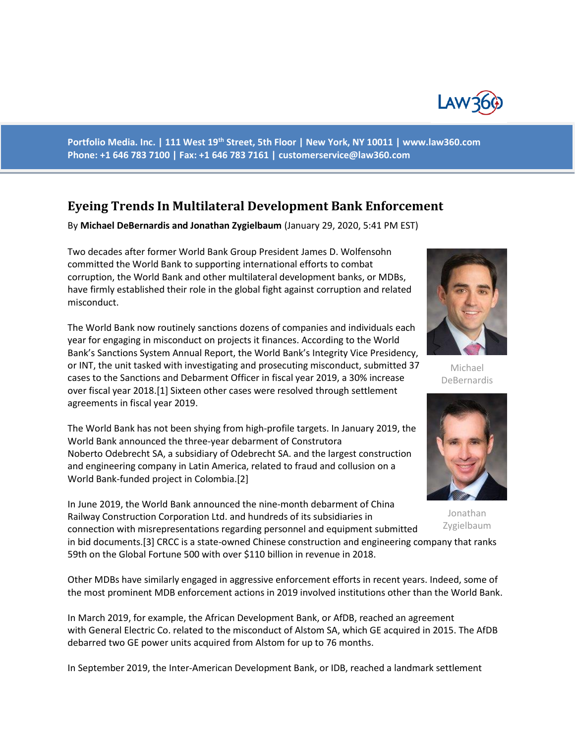Portfolio Media. Inc. | 111 West 19th Street, 5th Floor | New York, NY 10011 | www.law360.com
Phone: +1 646 783 7100 | Fax: +1 646 783 7161 | customerservice@law360.com

# Eyeing Trends In Multilateral Development Bank Enforcement

By **Michael DeBernardis and Jonathan Zygielbaum** (January 29, 2020, 5:41 PM EST)

Two decades after former World Bank Group President James D. Wolfensohn committed the World Bank to supporting international efforts to combat corruption, the World Bank and other multilateral development banks, or MDBs, have firmly established their role in the global fight against corruption and related misconduct.

Michael DeBernardis

Jonathan Zygielbaum

The World Bank now routinely sanctions dozens of companies and individuals each year for engaging in misconduct on projects it finances. According to the World Bank's Sanctions System Annual Report, the World Bank's Integrity Vice Presidency, or INT, the unit tasked with investigating and prosecuting misconduct, submitted 37 cases to the Sanctions and Debarment Officer in fiscal year 2019, a 30% increase over fiscal year 2018.[1] Sixteen other cases were resolved through settlement agreements in fiscal year 2019.

The World Bank has not been shying from high-profile targets. In January 2019, the World Bank announced the three-year debarment of Construtora Noberto Odebrecht SA, a subsidiary of Odebrecht SA. and the largest construction and engineering company in Latin America, related to fraud and collusion on a World Bank-funded project in Colombia.[2]

In June 2019, the World Bank announced the nine-month debarment of China Railway Construction Corporation Ltd. and hundreds of its subsidiaries in connection with misrepresentations regarding personnel and equipment submitted in bid documents.[3] CRCC is a state-owned Chinese construction and engineering company that ranks 59th on the Global Fortune 500 with over $110 billion in revenue in 2018.

Other MDBs have similarly engaged in aggressive enforcement efforts in recent years. Indeed, some of the most prominent MDB enforcement actions in 2019 involved institutions other than the World Bank.

In March 2019, for example, the African Development Bank, or AfDB, reached an agreement with General Electric Co. related to the misconduct of Alstom SA, which GE acquired in 2015. The AfDB debarred two GE power units acquired from Alstom for up to 76 months.

In September 2019, the Inter-American Development Bank, or IDB, reached a landmark settlement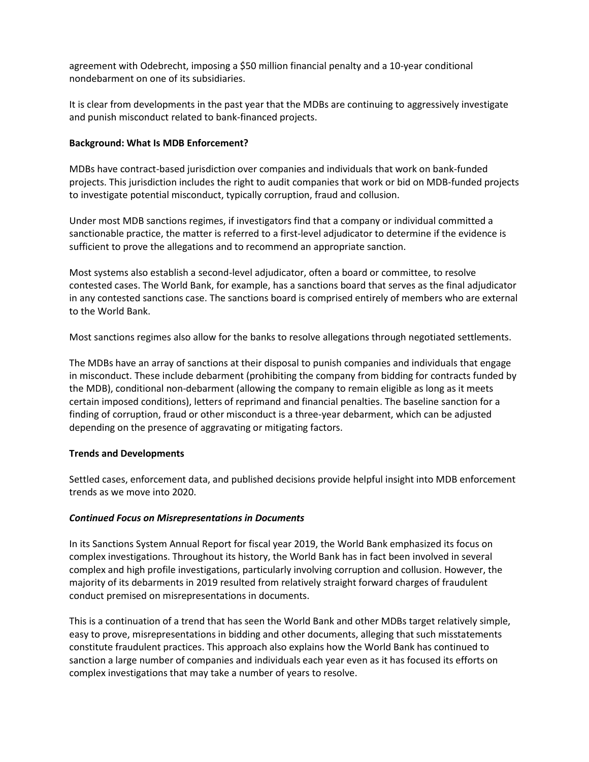agreement with Odebrecht, imposing a $50 million financial penalty and a 10-year conditional nondebarment on one of its subsidiaries.

It is clear from developments in the past year that the MDBs are continuing to aggressively investigate and punish misconduct related to bank-financed projects.

**Background: What Is MDB Enforcement?**

MDBs have contract-based jurisdiction over companies and individuals that work on bank-funded projects. This jurisdiction includes the right to audit companies that work or bid on MDB-funded projects to investigate potential misconduct, typically corruption, fraud and collusion.

Under most MDB sanctions regimes, if investigators find that a company or individual committed a sanctionable practice, the matter is referred to a first-level adjudicator to determine if the evidence is sufficient to prove the allegations and to recommend an appropriate sanction.

Most systems also establish a second-level adjudicator, often a board or committee, to resolve contested cases. The World Bank, for example, has a sanctions board that serves as the final adjudicator in any contested sanctions case. The sanctions board is comprised entirely of members who are external to the World Bank.

Most sanctions regimes also allow for the banks to resolve allegations through negotiated settlements.

The MDBs have an array of sanctions at their disposal to punish companies and individuals that engage in misconduct. These include debarment (prohibiting the company from bidding for contracts funded by the MDB), conditional non-debarment (allowing the company to remain eligible as long as it meets certain imposed conditions), letters of reprimand and financial penalties. The baseline sanction for a finding of corruption, fraud or other misconduct is a three-year debarment, which can be adjusted depending on the presence of aggravating or mitigating factors.

**Trends and Developments**

Settled cases, enforcement data, and published decisions provide helpful insight into MDB enforcement trends as we move into 2020.

***Continued Focus on Misrepresentations in Documents***

In its Sanctions System Annual Report for fiscal year 2019, the World Bank emphasized its focus on complex investigations. Throughout its history, the World Bank has in fact been involved in several complex and high profile investigations, particularly involving corruption and collusion. However, the majority of its debarments in 2019 resulted from relatively straight forward charges of fraudulent conduct premised on misrepresentations in documents.

This is a continuation of a trend that has seen the World Bank and other MDBs target relatively simple, easy to prove, misrepresentations in bidding and other documents, alleging that such misstatements constitute fraudulent practices. This approach also explains how the World Bank has continued to sanction a large number of companies and individuals each year even as it has focused its efforts on complex investigations that may take a number of years to resolve.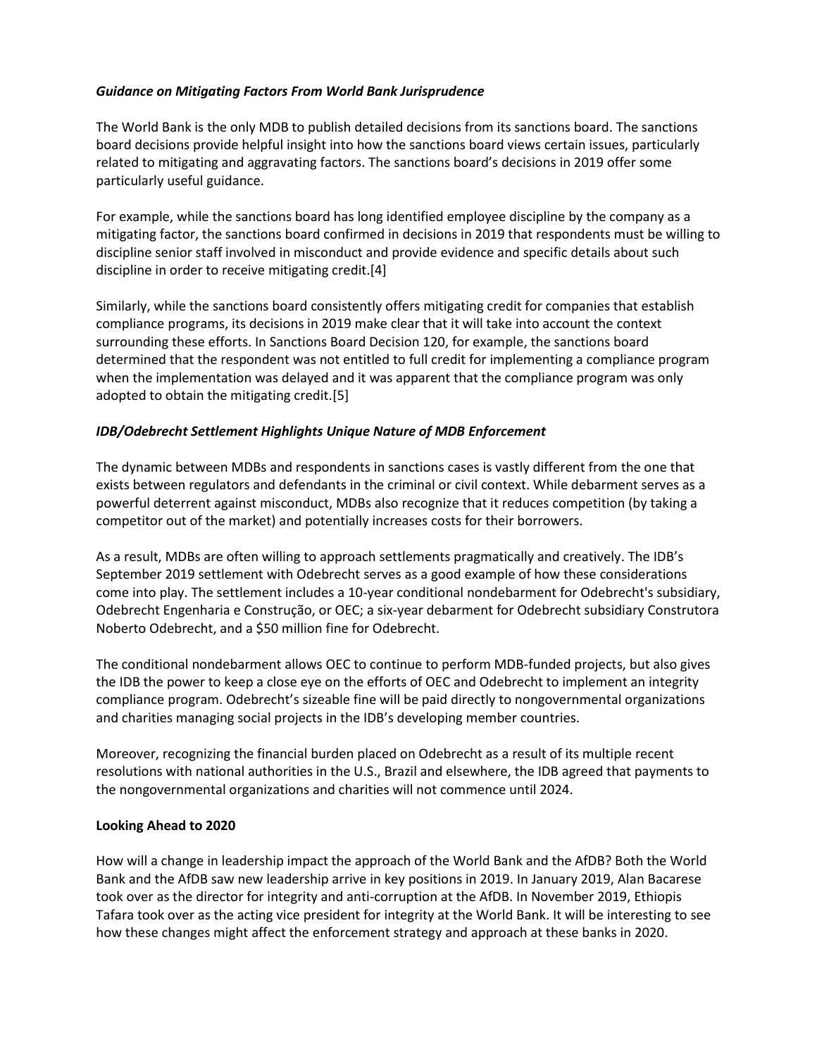### *Guidance on Mitigating Factors From World Bank Jurisprudence*

The World Bank is the only MDB to publish detailed decisions from its sanctions board. The sanctions board decisions provide helpful insight into how the sanctions board views certain issues, particularly related to mitigating and aggravating factors. The sanctions board's decisions in 2019 offer some particularly useful guidance.

For example, while the sanctions board has long identified employee discipline by the company as a mitigating factor, the sanctions board confirmed in decisions in 2019 that respondents must be willing to discipline senior staff involved in misconduct and provide evidence and specific details about such discipline in order to receive mitigating credit.[4]

Similarly, while the sanctions board consistently offers mitigating credit for companies that establish compliance programs, its decisions in 2019 make clear that it will take into account the context surrounding these efforts. In Sanctions Board Decision 120, for example, the sanctions board determined that the respondent was not entitled to full credit for implementing a compliance program when the implementation was delayed and it was apparent that the compliance program was only adopted to obtain the mitigating credit.[5]

### *IDB/Odebrecht Settlement Highlights Unique Nature of MDB Enforcement*

The dynamic between MDBs and respondents in sanctions cases is vastly different from the one that exists between regulators and defendants in the criminal or civil context. While debarment serves as a powerful deterrent against misconduct, MDBs also recognize that it reduces competition (by taking a competitor out of the market) and potentially increases costs for their borrowers.

As a result, MDBs are often willing to approach settlements pragmatically and creatively. The IDB's September 2019 settlement with Odebrecht serves as a good example of how these considerations come into play. The settlement includes a 10-year conditional nondebarment for Odebrecht's subsidiary, Odebrecht Engenharia e Construção, or OEC; a six-year debarment for Odebrecht subsidiary Construtora Noberto Odebrecht, and a $50 million fine for Odebrecht.

The conditional nondebarment allows OEC to continue to perform MDB-funded projects, but also gives the IDB the power to keep a close eye on the efforts of OEC and Odebrecht to implement an integrity compliance program. Odebrecht's sizeable fine will be paid directly to nongovernmental organizations and charities managing social projects in the IDB's developing member countries.

Moreover, recognizing the financial burden placed on Odebrecht as a result of its multiple recent resolutions with national authorities in the U.S., Brazil and elsewhere, the IDB agreed that payments to the nongovernmental organizations and charities will not commence until 2024.

### **Looking Ahead to 2020**

How will a change in leadership impact the approach of the World Bank and the AfDB? Both the World Bank and the AfDB saw new leadership arrive in key positions in 2019. In January 2019, Alan Bacarese took over as the director for integrity and anti-corruption at the AfDB. In November 2019, Ethiopis Tafara took over as the acting vice president for integrity at the World Bank. It will be interesting to see how these changes might affect the enforcement strategy and approach at these banks in 2020.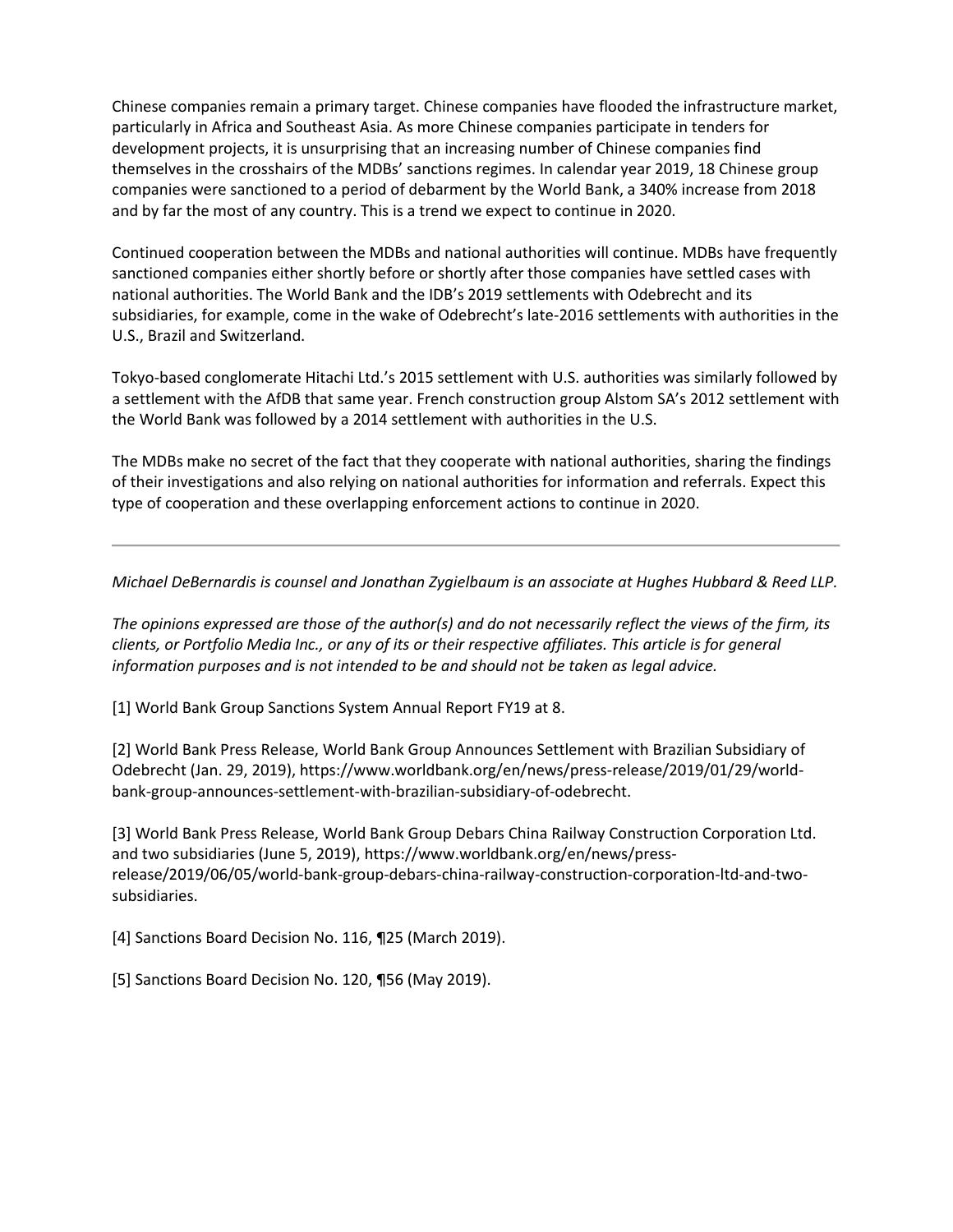Chinese companies remain a primary target. Chinese companies have flooded the infrastructure market, particularly in Africa and Southeast Asia. As more Chinese companies participate in tenders for development projects, it is unsurprising that an increasing number of Chinese companies find themselves in the crosshairs of the MDBs' sanctions regimes. In calendar year 2019, 18 Chinese group companies were sanctioned to a period of debarment by the World Bank, a 340% increase from 2018 and by far the most of any country. This is a trend we expect to continue in 2020.

Continued cooperation between the MDBs and national authorities will continue. MDBs have frequently sanctioned companies either shortly before or shortly after those companies have settled cases with national authorities. The World Bank and the IDB's 2019 settlements with Odebrecht and its subsidiaries, for example, come in the wake of Odebrecht's late-2016 settlements with authorities in the U.S., Brazil and Switzerland.

Tokyo-based conglomerate Hitachi Ltd.'s 2015 settlement with U.S. authorities was similarly followed by a settlement with the AfDB that same year. French construction group Alstom SA's 2012 settlement with the World Bank was followed by a 2014 settlement with authorities in the U.S.

The MDBs make no secret of the fact that they cooperate with national authorities, sharing the findings of their investigations and also relying on national authorities for information and referrals. Expect this type of cooperation and these overlapping enforcement actions to continue in 2020.

---

*Michael DeBernardis is counsel and Jonathan Zygielbaum is an associate at Hughes Hubbard & Reed LLP.*

*The opinions expressed are those of the author(s) and do not necessarily reflect the views of the firm, its clients, or Portfolio Media Inc., or any of its or their respective affiliates. This article is for general information purposes and is not intended to be and should not be taken as legal advice.*

[1] World Bank Group Sanctions System Annual Report FY19 at 8.

[2] World Bank Press Release, World Bank Group Announces Settlement with Brazilian Subsidiary of Odebrecht (Jan. 29, 2019), https://www.worldbank.org/en/news/press-release/2019/01/29/world-bank-group-announces-settlement-with-brazilian-subsidiary-of-odebrecht.

[3] World Bank Press Release, World Bank Group Debars China Railway Construction Corporation Ltd. and two subsidiaries (June 5, 2019), https://www.worldbank.org/en/news/press-release/2019/06/05/world-bank-group-debars-china-railway-construction-corporation-ltd-and-two-subsidiaries.

[4] Sanctions Board Decision No. 116, ¶25 (March 2019).

[5] Sanctions Board Decision No. 120, ¶56 (May 2019).